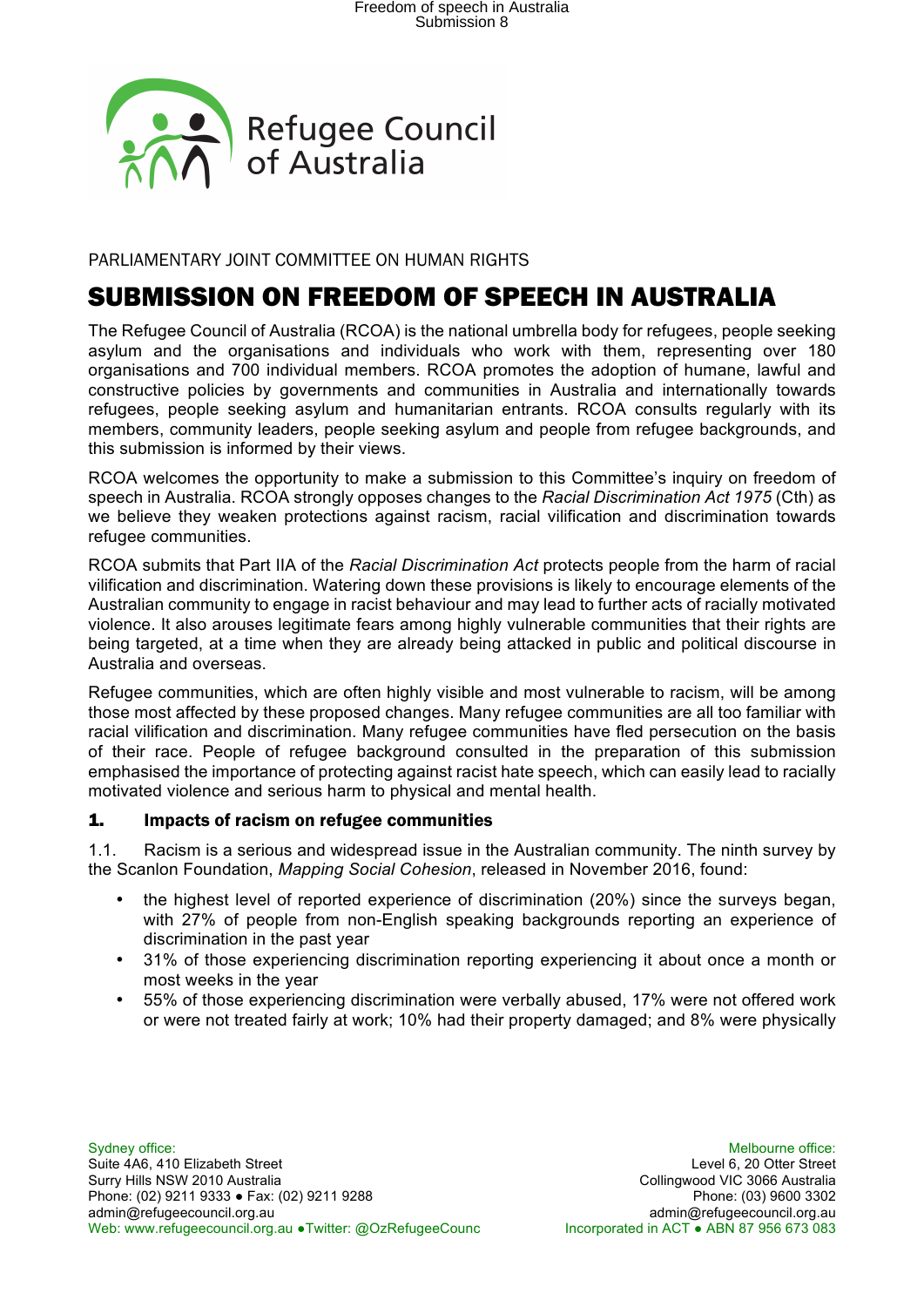Refugee Council of Australia

PARLIAMENTARY JOINT COMMITTEE ON HUMAN RIGHTS

# SUBMISSION ON FREEDOM OF SPEECH IN AUSTRALIA

The Refugee Council of Australia (RCOA) is the national umbrella body for refugees, people seeking asylum and the organisations and individuals who work with them, representing over 180 organisations and 700 individual members. RCOA promotes the adoption of humane, lawful and constructive policies by governments and communities in Australia and internationally towards refugees, people seeking asylum and humanitarian entrants. RCOA consults regularly with its members, community leaders, people seeking asylum and people from refugee backgrounds, and this submission is informed by their views.

RCOA welcomes the opportunity to make a submission to this Committee's inquiry on freedom of speech in Australia. RCOA strongly opposes changes to the *Racial Discrimination Act 1975* (Cth) as we believe they weaken protections against racism, racial vilification and discrimination towards refugee communities.

RCOA submits that Part IIA of the *Racial Discrimination Act* protects people from the harm of racial vilification and discrimination. Watering down these provisions is likely to encourage elements of the Australian community to engage in racist behaviour and may lead to further acts of racially motivated violence. It also arouses legitimate fears among highly vulnerable communities that their rights are being targeted, at a time when they are already being attacked in public and political discourse in Australia and overseas.

Refugee communities, which are often highly visible and most vulnerable to racism, will be among those most affected by these proposed changes. Many refugee communities are all too familiar with racial vilification and discrimination. Many refugee communities have fled persecution on the basis of their race. People of refugee background consulted in the preparation of this submission emphasised the importance of protecting against racist hate speech, which can easily lead to racially motivated violence and serious harm to physical and mental health.

## 1. Impacts of racism on refugee communities

1.1. Racism is a serious and widespread issue in the Australian community. The ninth survey by the Scanlon Foundation, *Mapping Social Cohesion*, released in November 2016, found:

- the highest level of reported experience of discrimination (20%) since the surveys began, with 27% of people from non-English speaking backgrounds reporting an experience of discrimination in the past year
- 31% of those experiencing discrimination reporting experiencing it about once a month or most weeks in the year
- 55% of those experiencing discrimination were verbally abused, 17% were not offered work or were not treated fairly at work; 10% had their property damaged; and 8% were physically

Sydney office:
Suite 4A6, 410 Elizabeth Street
Surry Hills NSW 2010 Australia
Phone: (02) 9211 9333 • Fax: (02) 9211 9288
admin@refugeecouncil.org.au
Web: www.refugeecouncil.org.au • Twitter: @OzRefugeeCounc

Melbourne office:
Level 6, 20 Otter Street
Collingwood VIC 3066 Australia
Phone: (03) 9600 3302
admin@refugeecouncil.org.au
Incorporated in ACT • ABN 87 956 673 083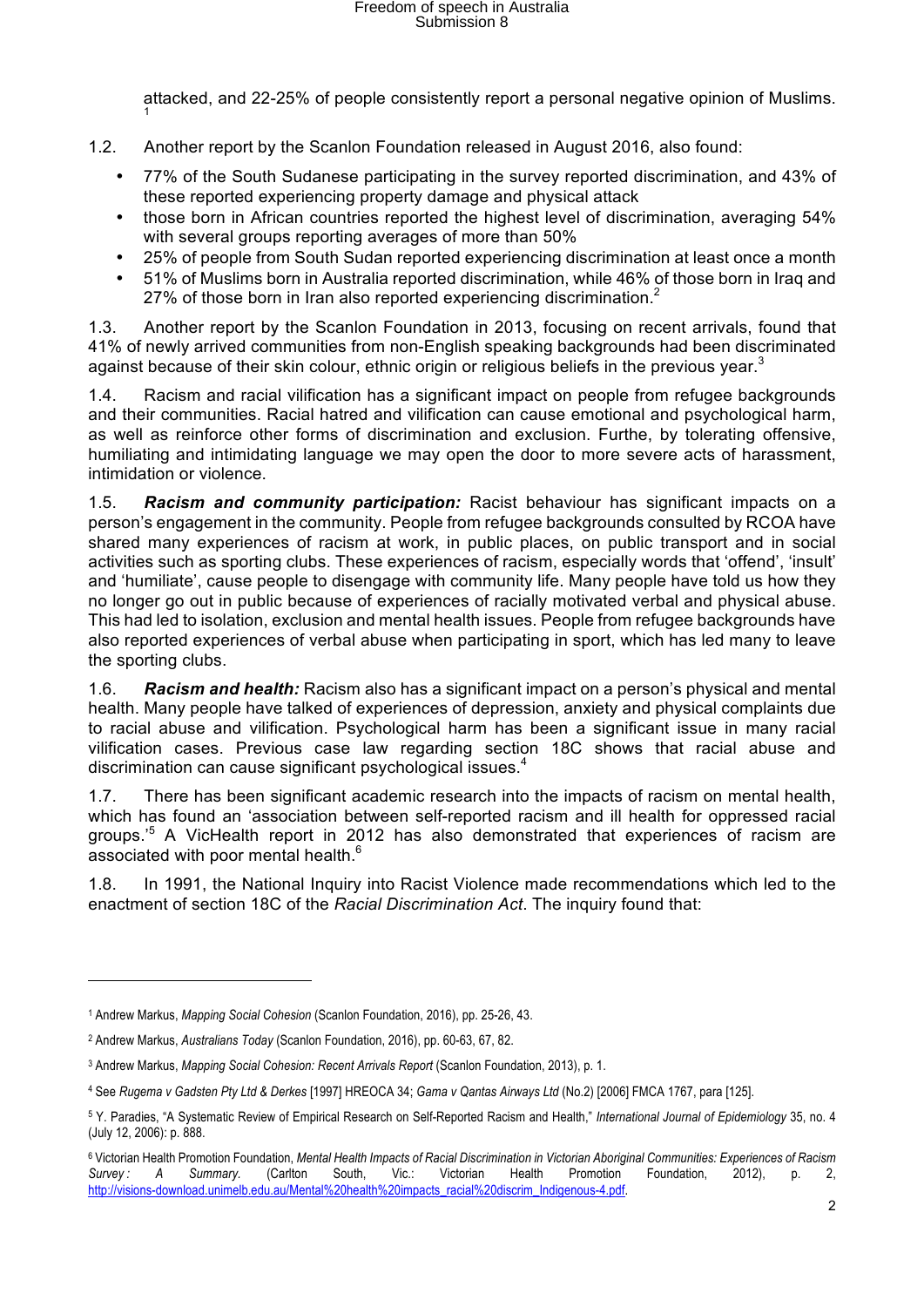attacked, and 22-25% of people consistently report a personal negative opinion of Muslims.[1]

1.2. Another report by the Scanlon Foundation released in August 2016, also found:

- 77% of the South Sudanese participating in the survey reported discrimination, and 43% of these reported experiencing property damage and physical attack
- those born in African countries reported the highest level of discrimination, averaging 54% with several groups reporting averages of more than 50%
- 25% of people from South Sudan reported experiencing discrimination at least once a month
- 51% of Muslims born in Australia reported discrimination, while 46% of those born in Iraq and 27% of those born in Iran also reported experiencing discrimination.[2]

1.3. Another report by the Scanlon Foundation in 2013, focusing on recent arrivals, found that 41% of newly arrived communities from non-English speaking backgrounds had been discriminated against because of their skin colour, ethnic origin or religious beliefs in the previous year.[3]

1.4. Racism and racial vilification has a significant impact on people from refugee backgrounds and their communities. Racial hatred and vilification can cause emotional and psychological harm, as well as reinforce other forms of discrimination and exclusion. Furthe, by tolerating offensive, humiliating and intimidating language we may open the door to more severe acts of harassment, intimidation or violence.

1.5. ***Racism and community participation:*** Racist behaviour has significant impacts on a person's engagement in the community. People from refugee backgrounds consulted by RCOA have shared many experiences of racism at work, in public places, on public transport and in social activities such as sporting clubs. These experiences of racism, especially words that 'offend', 'insult' and 'humiliate', cause people to disengage with community life. Many people have told us how they no longer go out in public because of experiences of racially motivated verbal and physical abuse. This had led to isolation, exclusion and mental health issues. People from refugee backgrounds have also reported experiences of verbal abuse when participating in sport, which has led many to leave the sporting clubs.

1.6. ***Racism and health:*** Racism also has a significant impact on a person's physical and mental health. Many people have talked of experiences of depression, anxiety and physical complaints due to racial abuse and vilification. Psychological harm has been a significant issue in many racial vilification cases. Previous case law regarding section 18C shows that racial abuse and discrimination can cause significant psychological issues.[4]

1.7. There has been significant academic research into the impacts of racism on mental health, which has found an 'association between self-reported racism and ill health for oppressed racial groups.'[5] A VicHealth report in 2012 has also demonstrated that experiences of racism are associated with poor mental health.[6]

1.8. In 1991, the National Inquiry into Racist Violence made recommendations which led to the enactment of section 18C of the *Racial Discrimination Act*. The inquiry found that:

---

[1] Andrew Markus, *Mapping Social Cohesion* (Scanlon Foundation, 2016), pp. 25-26, 43.

[2] Andrew Markus, *Australians Today* (Scanlon Foundation, 2016), pp. 60-63, 67, 82.

[3] Andrew Markus, *Mapping Social Cohesion: Recent Arrivals Report* (Scanlon Foundation, 2013), p. 1.

[4] See *Rugema v Gadsten Pty Ltd & Derkes* [1997] HREOCA 34; *Gama v Qantas Airways Ltd* (No.2) [2006] FMCA 1767, para [125].

[5] Y. Paradies, "A Systematic Review of Empirical Research on Self-Reported Racism and Health," *International Journal of Epidemiology* 35, no. 4 (July 12, 2006): p. 888.

[6] Victorian Health Promotion Foundation, *Mental Health Impacts of Racial Discrimination in Victorian Aboriginal Communities: Experiences of Racism Survey : A Summary.* (Carlton South, Vic.: Victorian Health Promotion Foundation, 2012), p. 2, http://visions-download.unimelb.edu.au/Mental%20health%20impacts_racial%20discrim_Indigenous-4.pdf.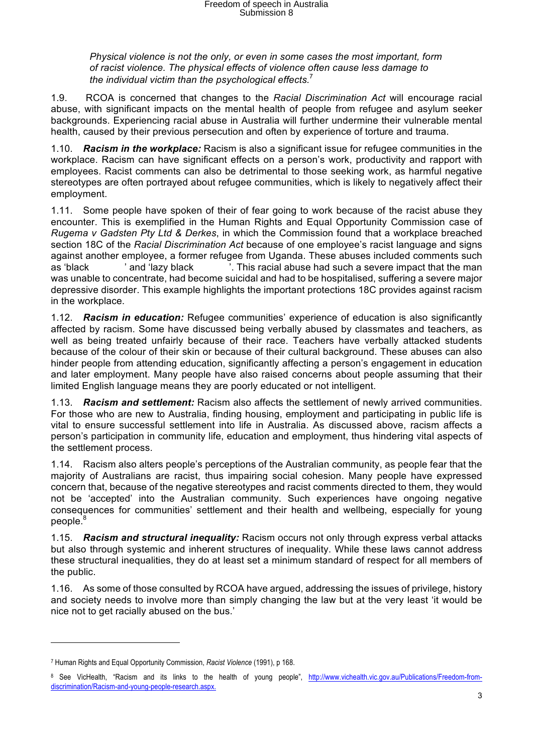> *Physical violence is not the only, or even in some cases the most important, form of racist violence. The physical effects of violence often cause less damage to the individual victim than the psychological effects.*[7]

1.9. RCOA is concerned that changes to the *Racial Discrimination Act* will encourage racial abuse, with significant impacts on the mental health of people from refugee and asylum seeker backgrounds. Experiencing racial abuse in Australia will further undermine their vulnerable mental health, caused by their previous persecution and often by experience of torture and trauma.

1.10. ***Racism in the workplace:*** Racism is also a significant issue for refugee communities in the workplace. Racism can have significant effects on a person's work, productivity and rapport with employees. Racist comments can also be detrimental to those seeking work, as harmful negative stereotypes are often portrayed about refugee communities, which is likely to negatively affect their employment.

1.11. Some people have spoken of their of fear going to work because of the racist abuse they encounter. This is exemplified in the Human Rights and Equal Opportunity Commission case of *Rugema v Gadsten Pty Ltd & Derkes*, in which the Commission found that a workplace breached section 18C of the *Racial Discrimination Act* because of one employee's racist language and signs against another employee, a former refugee from Uganda. These abuses included comments such as 'black ' and 'lazy black '. This racial abuse had such a severe impact that the man was unable to concentrate, had become suicidal and had to be hospitalised, suffering a severe major depressive disorder. This example highlights the important protections 18C provides against racism in the workplace.

1.12. ***Racism in education:*** Refugee communities' experience of education is also significantly affected by racism. Some have discussed being verbally abused by classmates and teachers, as well as being treated unfairly because of their race. Teachers have verbally attacked students because of the colour of their skin or because of their cultural background. These abuses can also hinder people from attending education, significantly affecting a person's engagement in education and later employment. Many people have also raised concerns about people assuming that their limited English language means they are poorly educated or not intelligent.

1.13. ***Racism and settlement:*** Racism also affects the settlement of newly arrived communities. For those who are new to Australia, finding housing, employment and participating in public life is vital to ensure successful settlement into life in Australia. As discussed above, racism affects a person's participation in community life, education and employment, thus hindering vital aspects of the settlement process.

1.14. Racism also alters people's perceptions of the Australian community, as people fear that the majority of Australians are racist, thus impairing social cohesion. Many people have expressed concern that, because of the negative stereotypes and racist comments directed to them, they would not be 'accepted' into the Australian community. Such experiences have ongoing negative consequences for communities' settlement and their health and wellbeing, especially for young people.[8]

1.15. ***Racism and structural inequality:*** Racism occurs not only through express verbal attacks but also through systemic and inherent structures of inequality. While these laws cannot address these structural inequalities, they do at least set a minimum standard of respect for all members of the public.

1.16. As some of those consulted by RCOA have argued, addressing the issues of privilege, history and society needs to involve more than simply changing the law but at the very least 'it would be nice not to get racially abused on the bus.'

---

[7] Human Rights and Equal Opportunity Commission, *Racist Violence* (1991), p 168.

[8] See VicHealth, "Racism and its links to the health of young people", http://www.vichealth.vic.gov.au/Publications/Freedom-from-discrimination/Racism-and-young-people-research.aspx.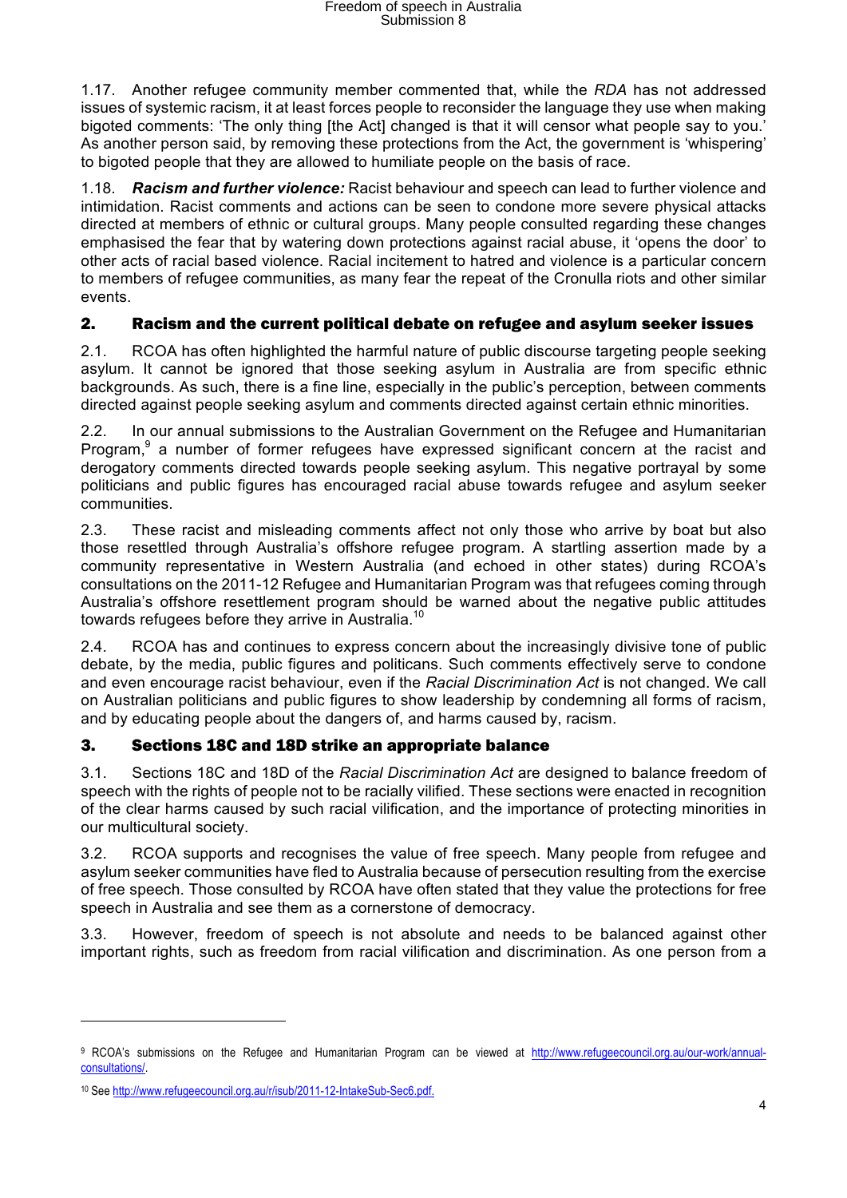1.17. Another refugee community member commented that, while the *RDA* has not addressed issues of systemic racism, it at least forces people to reconsider the language they use when making bigoted comments: 'The only thing [the Act] changed is that it will censor what people say to you.' As another person said, by removing these protections from the Act, the government is 'whispering' to bigoted people that they are allowed to humiliate people on the basis of race.

1.18. ***Racism and further violence:*** Racist behaviour and speech can lead to further violence and intimidation. Racist comments and actions can be seen to condone more severe physical attacks directed at members of ethnic or cultural groups. Many people consulted regarding these changes emphasised the fear that by watering down protections against racial abuse, it 'opens the door' to other acts of racial based violence. Racial incitement to hatred and violence is a particular concern to members of refugee communities, as many fear the repeat of the Cronulla riots and other similar events.

## 2. Racism and the current political debate on refugee and asylum seeker issues

2.1. RCOA has often highlighted the harmful nature of public discourse targeting people seeking asylum. It cannot be ignored that those seeking asylum in Australia are from specific ethnic backgrounds. As such, there is a fine line, especially in the public's perception, between comments directed against people seeking asylum and comments directed against certain ethnic minorities.

2.2. In our annual submissions to the Australian Government on the Refugee and Humanitarian Program,[9] a number of former refugees have expressed significant concern at the racist and derogatory comments directed towards people seeking asylum. This negative portrayal by some politicians and public figures has encouraged racial abuse towards refugee and asylum seeker communities.

2.3. These racist and misleading comments affect not only those who arrive by boat but also those resettled through Australia's offshore refugee program. A startling assertion made by a community representative in Western Australia (and echoed in other states) during RCOA's consultations on the 2011-12 Refugee and Humanitarian Program was that refugees coming through Australia's offshore resettlement program should be warned about the negative public attitudes towards refugees before they arrive in Australia.[10]

2.4. RCOA has and continues to express concern about the increasingly divisive tone of public debate, by the media, public figures and politicans. Such comments effectively serve to condone and even encourage racist behaviour, even if the *Racial Discrimination Act* is not changed. We call on Australian politicians and public figures to show leadership by condemning all forms of racism, and by educating people about the dangers of, and harms caused by, racism.

## 3. Sections 18C and 18D strike an appropriate balance

3.1. Sections 18C and 18D of the *Racial Discrimination Act* are designed to balance freedom of speech with the rights of people not to be racially vilified. These sections were enacted in recognition of the clear harms caused by such racial vilification, and the importance of protecting minorities in our multicultural society.

3.2. RCOA supports and recognises the value of free speech. Many people from refugee and asylum seeker communities have fled to Australia because of persecution resulting from the exercise of free speech. Those consulted by RCOA have often stated that they value the protections for free speech in Australia and see them as a cornerstone of democracy.

3.3. However, freedom of speech is not absolute and needs to be balanced against other important rights, such as freedom from racial vilification and discrimination. As one person from a

---

[9] RCOA's submissions on the Refugee and Humanitarian Program can be viewed at http://www.refugeecouncil.org.au/our-work/annual-consultations/.

[10] See http://www.refugeecouncil.org.au/r/isub/2011-12-IntakeSub-Sec6.pdf.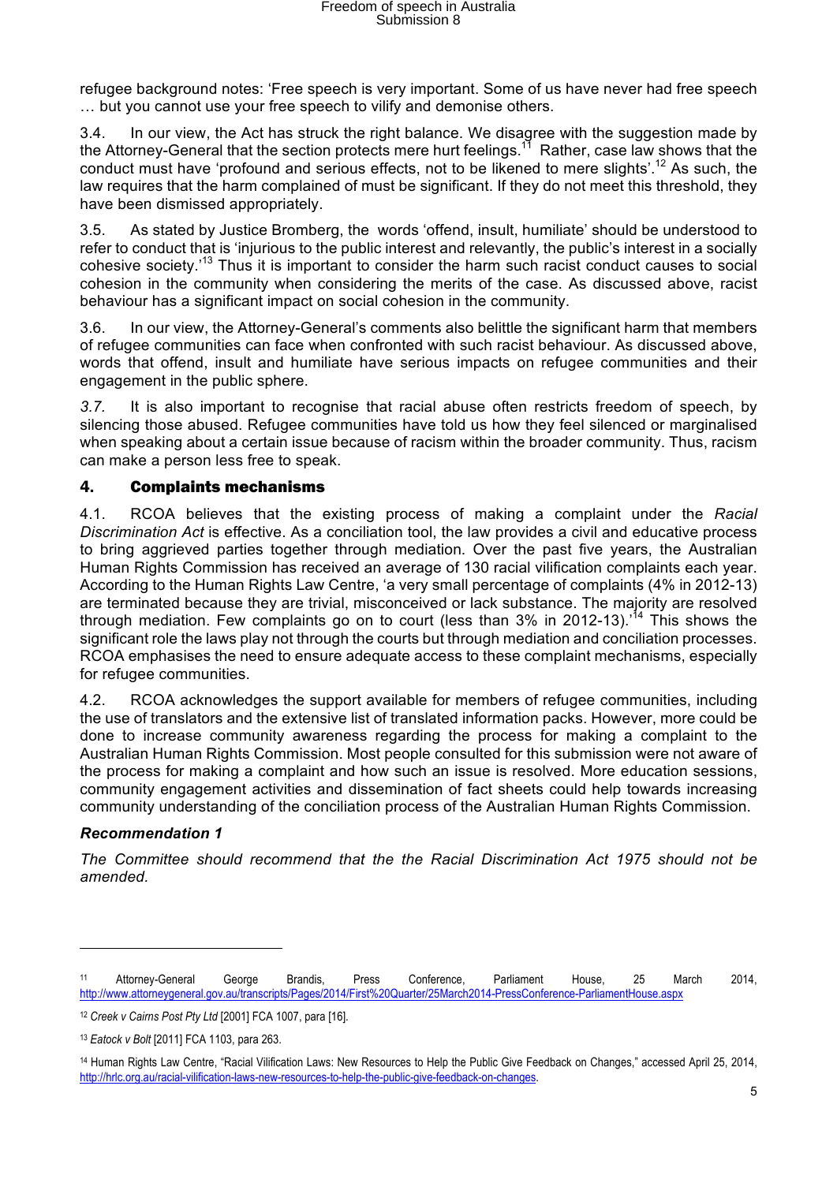refugee background notes: 'Free speech is very important. Some of us have never had free speech … but you cannot use your free speech to vilify and demonise others.

3.4. In our view, the Act has struck the right balance. We disagree with the suggestion made by the Attorney-General that the section protects mere hurt feelings.[11] Rather, case law shows that the conduct must have 'profound and serious effects, not to be likened to mere slights'.[12] As such, the law requires that the harm complained of must be significant. If they do not meet this threshold, they have been dismissed appropriately.

3.5. As stated by Justice Bromberg, the words 'offend, insult, humiliate' should be understood to refer to conduct that is 'injurious to the public interest and relevantly, the public's interest in a socially cohesive society.'[13] Thus it is important to consider the harm such racist conduct causes to social cohesion in the community when considering the merits of the case. As discussed above, racist behaviour has a significant impact on social cohesion in the community.

3.6. In our view, the Attorney-General's comments also belittle the significant harm that members of refugee communities can face when confronted with such racist behaviour. As discussed above, words that offend, insult and humiliate have serious impacts on refugee communities and their engagement in the public sphere.

*3.7.* It is also important to recognise that racial abuse often restricts freedom of speech, by silencing those abused. Refugee communities have told us how they feel silenced or marginalised when speaking about a certain issue because of racism within the broader community. Thus, racism can make a person less free to speak.

## 4. Complaints mechanisms

4.1. RCOA believes that the existing process of making a complaint under the *Racial Discrimination Act* is effective. As a conciliation tool, the law provides a civil and educative process to bring aggrieved parties together through mediation. Over the past five years, the Australian Human Rights Commission has received an average of 130 racial vilification complaints each year. According to the Human Rights Law Centre, 'a very small percentage of complaints (4% in 2012-13) are terminated because they are trivial, misconceived or lack substance. The majority are resolved through mediation. Few complaints go on to court (less than 3% in 2012-13).'[14] This shows the significant role the laws play not through the courts but through mediation and conciliation processes. RCOA emphasises the need to ensure adequate access to these complaint mechanisms, especially for refugee communities.

4.2. RCOA acknowledges the support available for members of refugee communities, including the use of translators and the extensive list of translated information packs. However, more could be done to increase community awareness regarding the process for making a complaint to the Australian Human Rights Commission. Most people consulted for this submission were not aware of the process for making a complaint and how such an issue is resolved. More education sessions, community engagement activities and dissemination of fact sheets could help towards increasing community understanding of the conciliation process of the Australian Human Rights Commission.

***Recommendation 1***

*The Committee should recommend that the the Racial Discrimination Act 1975 should not be amended.*

---

[11] Attorney-General George Brandis, Press Conference, Parliament House, 25 March 2014, http://www.attorneygeneral.gov.au/transcripts/Pages/2014/First%20Quarter/25March2014-PressConference-ParliamentHouse.aspx

[12] *Creek v Cairns Post Pty Ltd* [2001] FCA 1007, para [16].

[13] *Eatock v Bolt* [2011] FCA 1103, para 263.

[14] Human Rights Law Centre, "Racial Vilification Laws: New Resources to Help the Public Give Feedback on Changes," accessed April 25, 2014, http://hrlc.org.au/racial-vilification-laws-new-resources-to-help-the-public-give-feedback-on-changes.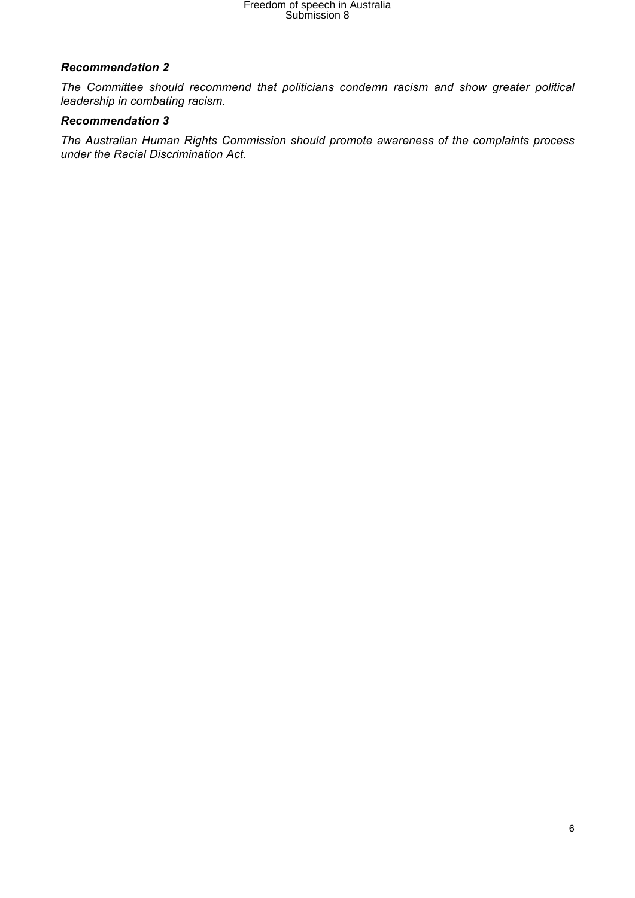***Recommendation 2***

*The Committee should recommend that politicians condemn racism and show greater political leadership in combating racism.*

***Recommendation 3***

*The Australian Human Rights Commission should promote awareness of the complaints process under the Racial Discrimination Act.*